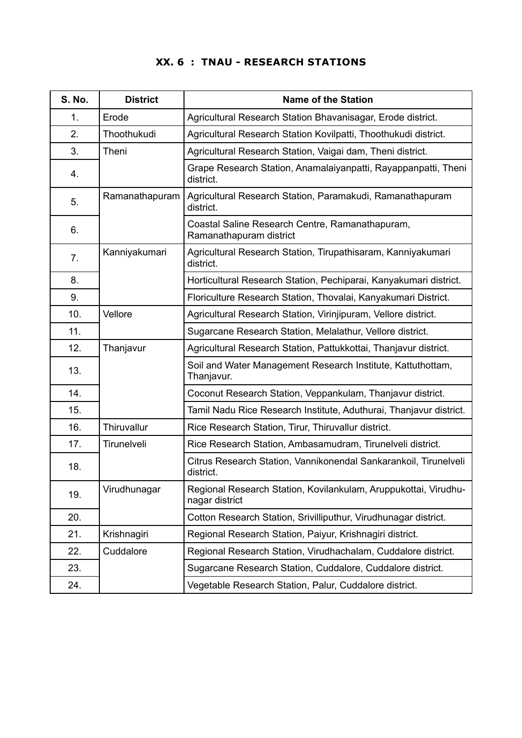## XX. 6 : TNAU - RESEARCH STATIONS

| S. No. | District | Name of the Station |
|---|---|---|
| 1. | Erode | Agricultural Research Station Bhavanisagar, Erode district. |
| 2. | Thoothukudi | Agricultural Research Station Kovilpatti, Thoothukudi district. |
| 3. | Theni | Agricultural Research Station, Vaigai dam, Theni district. |
| 4. | | Grape Research Station, Anamalaiyanpatti, Rayappanpatti, Theni district. |
| 5. | Ramanathapuram | Agricultural Research Station, Paramakudi, Ramanathapuram district. |
| 6. | | Coastal Saline Research Centre, Ramanathapuram, Ramanathapuram district |
| 7. | Kanniyakumari | Agricultural Research Station, Tirupathisaram, Kanniyakumari district. |
| 8. | | Horticultural Research Station, Pechiparai, Kanyakumari district. |
| 9. | | Floriculture Research Station, Thovalai, Kanyakumari District. |
| 10. | Vellore | Agricultural Research Station, Virinjipuram, Vellore district. |
| 11. | | Sugarcane Research Station, Melalathur, Vellore district. |
| 12. | Thanjavur | Agricultural Research Station, Pattukkottai, Thanjavur district. |
| 13. | | Soil and Water Management Research Institute, Kattuthottam, Thanjavur. |
| 14. | | Coconut Research Station, Veppankulam, Thanjavur district. |
| 15. | | Tamil Nadu Rice Research Institute, Aduthurai, Thanjavur district. |
| 16. | Thiruvallur | Rice Research Station, Tirur, Thiruvallur district. |
| 17. | Tirunelveli | Rice Research Station, Ambasamudram, Tirunelveli district. |
| 18. | | Citrus Research Station, Vannikonendal Sankarankoil, Tirunelveli district. |
| 19. | Virudhunagar | Regional Research Station, Kovilankulam, Aruppukottai, Virudhunagar district |
| 20. | | Cotton Research Station, Srivilliputhur, Virudhunagar district. |
| 21. | Krishnagiri | Regional Research Station, Paiyur, Krishnagiri district. |
| 22. | Cuddalore | Regional Research Station, Virudhachalam, Cuddalore district. |
| 23. | | Sugarcane Research Station, Cuddalore, Cuddalore district. |
| 24. | | Vegetable Research Station, Palur, Cuddalore district. |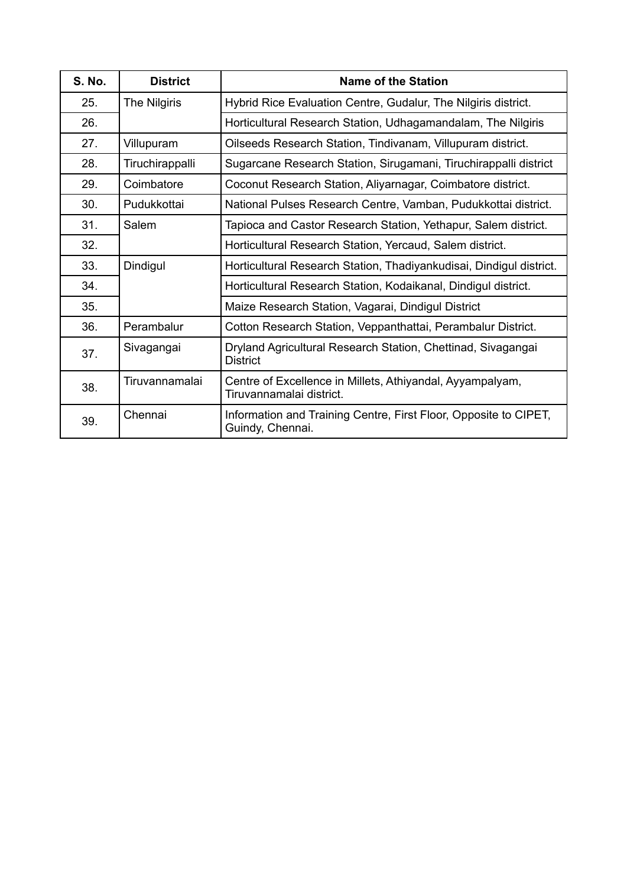| S. No. | District | Name of the Station |
|---|---|---|
| 25. | The Nilgiris | Hybrid Rice Evaluation Centre, Gudalur, The Nilgiris district. |
| 26. | | Horticultural Research Station, Udhagamandalam, The Nilgiris |
| 27. | Villupuram | Oilseeds Research Station, Tindivanam, Villupuram district. |
| 28. | Tiruchirappalli | Sugarcane Research Station, Sirugamani, Tiruchirappalli district |
| 29. | Coimbatore | Coconut Research Station, Aliyarnagar, Coimbatore district. |
| 30. | Pudukkottai | National Pulses Research Centre, Vamban, Pudukkottai district. |
| 31. | Salem | Tapioca and Castor Research Station, Yethapur, Salem district. |
| 32. | | Horticultural Research Station, Yercaud, Salem district. |
| 33. | Dindigul | Horticultural Research Station, Thadiyankudisai, Dindigul district. |
| 34. | | Horticultural Research Station, Kodaikanal, Dindigul district. |
| 35. | | Maize Research Station, Vagarai, Dindigul District |
| 36. | Perambalur | Cotton Research Station, Veppanthattai, Perambalur District. |
| 37. | Sivagangai | Dryland Agricultural Research Station, Chettinad, Sivagangai District |
| 38. | Tiruvannamalai | Centre of Excellence in Millets, Athiyandal, Ayyampalyam, Tiruvannamalai district. |
| 39. | Chennai | Information and Training Centre, First Floor, Opposite to CIPET, Guindy, Chennai. |